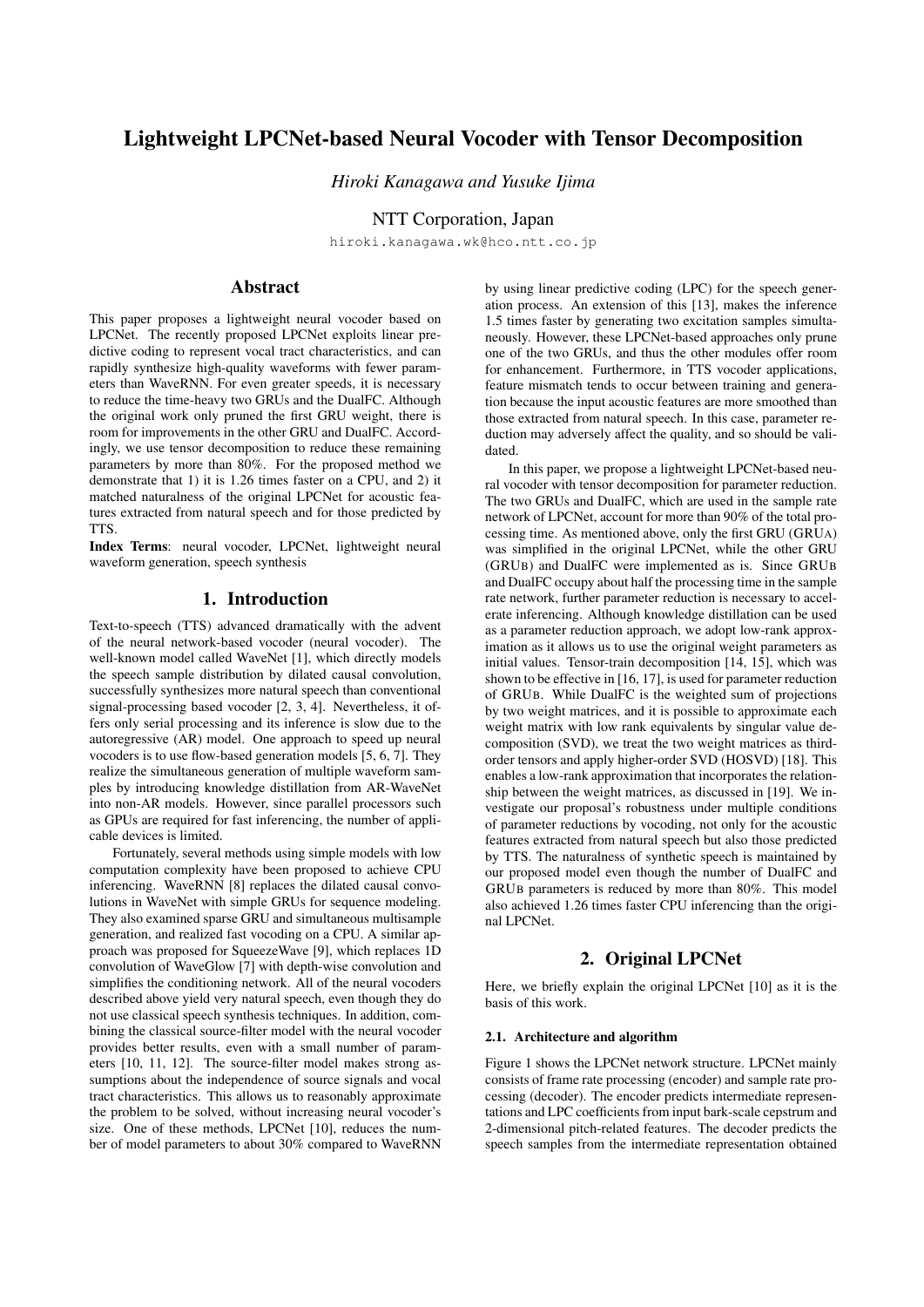# Lightweight LPCNet-based Neural Vocoder with Tensor Decomposition

*Hiroki Kanagawa and Yusuke Ijima*

NTT Corporation, Japan

hiroki.kanagawa.wk@hco.ntt.co.jp

## Abstract

This paper proposes a lightweight neural vocoder based on LPCNet. The recently proposed LPCNet exploits linear predictive coding to represent vocal tract characteristics, and can rapidly synthesize high-quality waveforms with fewer parameters than WaveRNN. For even greater speeds, it is necessary to reduce the time-heavy two GRUs and the DualFC. Although the original work only pruned the first GRU weight, there is room for improvements in the other GRU and DualFC. Accordingly, we use tensor decomposition to reduce these remaining parameters by more than 80%. For the proposed method we demonstrate that 1) it is 1.26 times faster on a CPU, and 2) it matched naturalness of the original LPCNet for acoustic features extracted from natural speech and for those predicted by TTS.

**Index Terms**: neural vocoder, LPCNet, lightweight neural waveform generation, speech synthesis

## 1. Introduction

Text-to-speech (TTS) advanced dramatically with the advent of the neural network-based vocoder (neural vocoder). The well-known model called WaveNet [1], which directly models the speech sample distribution by dilated causal convolution, successfully synthesizes more natural speech than conventional signal-processing based vocoder [2, 3, 4]. Nevertheless, it offers only serial processing and its inference is slow due to the autoregressive (AR) model. One approach to speed up neural vocoders is to use flow-based generation models [5, 6, 7]. They realize the simultaneous generation of multiple waveform samples by introducing knowledge distillation from AR-WaveNet into non-AR models. However, since parallel processors such as GPUs are required for fast inferencing, the number of applicable devices is limited.

Fortunately, several methods using simple models with low computation complexity have been proposed to achieve CPU inferencing. WaveRNN [8] replaces the dilated causal convolutions in WaveNet with simple GRUs for sequence modeling. They also examined sparse GRU and simultaneous multisample generation, and realized fast vocoding on a CPU. A similar approach was proposed for SqueezeWave [9], which replaces 1D convolution of WaveGlow [7] with depth-wise convolution and simplifies the conditioning network. All of the neural vocoders described above yield very natural speech, even though they do not use classical speech synthesis techniques. In addition, combining the classical source-filter model with the neural vocoder provides better results, even with a small number of parameters [10, 11, 12]. The source-filter model makes strong assumptions about the independence of source signals and vocal tract characteristics. This allows us to reasonably approximate the problem to be solved, without increasing neural vocoder's size. One of these methods, LPCNet [10], reduces the number of model parameters to about 30% compared to WaveRNN by using linear predictive coding (LPC) for the speech generation process. An extension of this [13], makes the inference 1.5 times faster by generating two excitation samples simultaneously. However, these LPCNet-based approaches only prune one of the two GRUs, and thus the other modules offer room for enhancement. Furthermore, in TTS vocoder applications, feature mismatch tends to occur between training and generation because the input acoustic features are more smoothed than those extracted from natural speech. In this case, parameter reduction may adversely affect the quality, and so should be validated.

In this paper, we propose a lightweight LPCNet-based neural vocoder with tensor decomposition for parameter reduction. The two GRUs and DualFC, which are used in the sample rate network of LPCNet, account for more than 90% of the total processing time. As mentioned above, only the first GRU (GRUA) was simplified in the original LPCNet, while the other GRU (GRUB) and DualFC were implemented as is. Since GRUB and DualFC occupy about half the processing time in the sample rate network, further parameter reduction is necessary to accelerate inferencing. Although knowledge distillation can be used as a parameter reduction approach, we adopt low-rank approximation as it allows us to use the original weight parameters as initial values. Tensor-train decomposition [14, 15], which was shown to be effective in [16, 17], is used for parameter reduction of GRUB. While DualFC is the weighted sum of projections by two weight matrices, and it is possible to approximate each weight matrix with low rank equivalents by singular value decomposition (SVD), we treat the two weight matrices as third-order tensors and apply higher-order SVD (HOSVD) [18]. This enables a low-rank approximation that incorporates the relationship between the weight matrices, as discussed in [19]. We investigate our proposal's robustness under multiple conditions of parameter reductions by vocoding, not only for the acoustic features extracted from natural speech but also those predicted by TTS. The naturalness of synthetic speech is maintained by our proposed model even though the number of DualFC and GRUB parameters is reduced by more than 80%. This model also achieved 1.26 times faster CPU inferencing than the original LPCNet.

## 2. Original LPCNet

Here, we briefly explain the original LPCNet [10] as it is the basis of this work.

### 2.1. Architecture and algorithm

Figure 1 shows the LPCNet network structure. LPCNet mainly consists of frame rate processing (encoder) and sample rate processing (decoder). The encoder predicts intermediate representations and LPC coefficients from input bark-scale cepstrum and 2-dimensional pitch-related features. The decoder predicts the speech samples from the intermediate representation obtained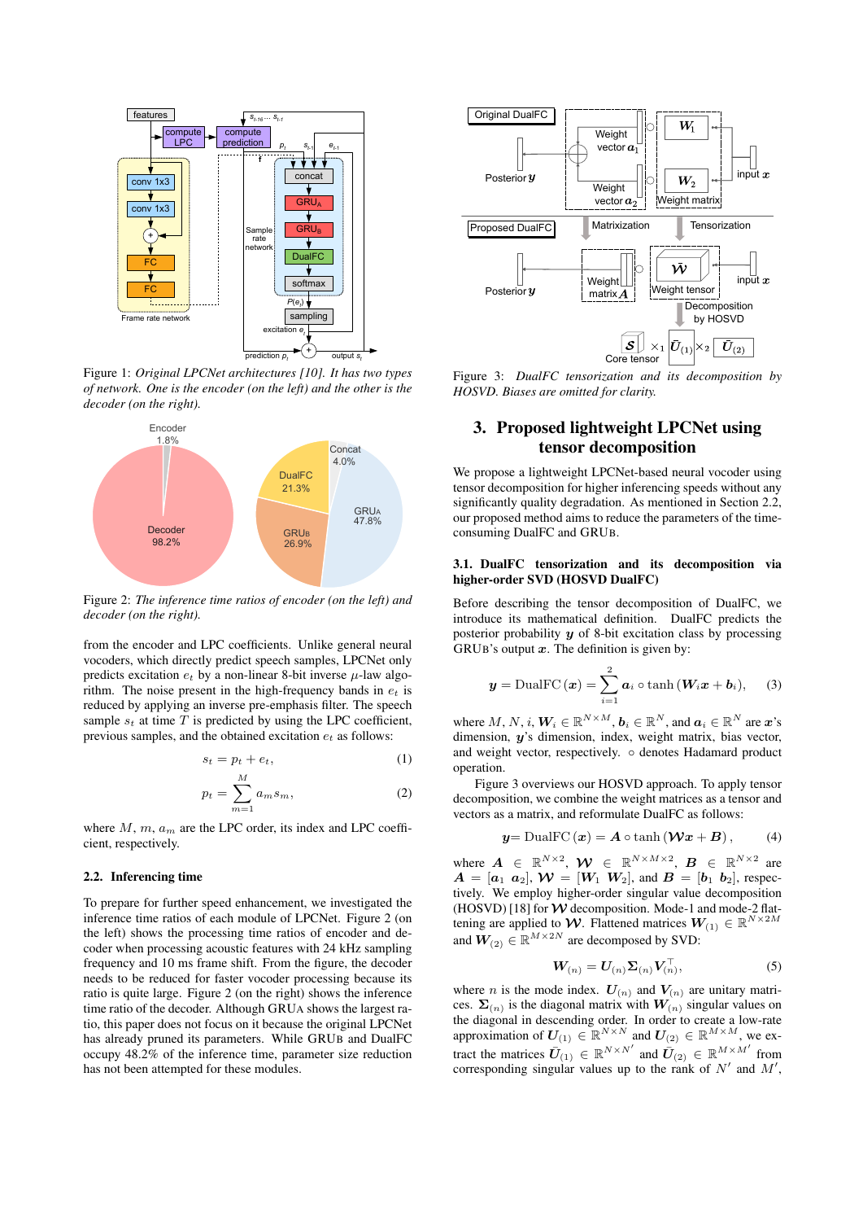Figure 1: *Original LPCNet architectures [10]. It has two types of network. One is the encoder (on the left) and the other is the decoder (on the right).*

Figure 2: *The inference time ratios of encoder (on the left) and decoder (on the right).*

from the encoder and LPC coefficients. Unlike general neural vocoders, which directly predict speech samples, LPCNet only predicts excitation $e_t$ by a non-linear 8-bit inverse $\mu$-law algorithm. The noise present in the high-frequency bands in $e_t$ is reduced by applying an inverse pre-emphasis filter. The speech sample $s_t$ at time $T$ is predicted by using the LPC coefficient, previous samples, and the obtained excitation $e_t$ as follows:

$$s_t = p_t + e_t, \tag{1}$$

$$p_t = \sum_{m=1}^{M} a_m s_m, \tag{2}$$

where $M$, $m$, $a_m$ are the LPC order, its index and LPC coefficient, respectively.

### 2.2. Inferencing time

To prepare for further speed enhancement, we investigated the inference time ratios of each module of LPCNet. Figure 2 (on the left) shows the processing time ratios of encoder and decoder when processing acoustic features with 24 kHz sampling frequency and 10 ms frame shift. From the figure, the decoder needs to be reduced for faster vocoder processing because its ratio is quite large. Figure 2 (on the right) shows the inference time ratio of the decoder. Although GRUA shows the largest ratio, this paper does not focus on it because the original LPCNet has already pruned its parameters. While GRUB and DualFC occupy 48.2% of the inference time, parameter size reduction has not been attempted for these modules.

Figure 3: *DualFC tensorization and its decomposition by HOSVD. Biases are omitted for clarity.*

## 3. Proposed lightweight LPCNet using tensor decomposition

We propose a lightweight LPCNet-based neural vocoder using tensor decomposition for higher inferencing speeds without any significantly quality degradation. As mentioned in Section 2.2, our proposed method aims to reduce the parameters of the time-consuming DualFC and GRUB.

### 3.1. DualFC tensorization and its decomposition via higher-order SVD (HOSVD DualFC)

Before describing the tensor decomposition of DualFC, we introduce its mathematical definition. DualFC predicts the posterior probability $\boldsymbol{y}$ of 8-bit excitation class by processing GRUB's output $\boldsymbol{x}$. The definition is given by:

$$\boldsymbol{y} = \mathrm{DualFC}(\boldsymbol{x}) = \sum_{i=1}^{2} \boldsymbol{a}_i \circ \tanh(\boldsymbol{W}_i \boldsymbol{x} + \boldsymbol{b}_i), \tag{3}$$

where $M, N, i, \boldsymbol{W}_i \in \mathbb{R}^{N \times M}, \boldsymbol{b}_i \in \mathbb{R}^N$, and $\boldsymbol{a}_i \in \mathbb{R}^N$ are $\boldsymbol{x}$'s dimension, $\boldsymbol{y}$'s dimension, index, weight matrix, bias vector, and weight vector, respectively. $\circ$ denotes Hadamard product operation.

Figure 3 overviews our HOSVD approach. To apply tensor decomposition, we combine the weight matrices as a tensor and vectors as a matrix, and reformulate DualFC as follows:

$$\boldsymbol{y} = \mathrm{DualFC}(\boldsymbol{x}) = \boldsymbol{A} \circ \tanh(\boldsymbol{\mathcal{W}} \boldsymbol{x} + \boldsymbol{B}), \tag{4}$$

where $\boldsymbol{A} \in \mathbb{R}^{N \times 2}$, $\boldsymbol{\mathcal{W}} \in \mathbb{R}^{N \times M \times 2}$, $\boldsymbol{B} \in \mathbb{R}^{N \times 2}$ are $\boldsymbol{A} = [\boldsymbol{a}_1\ \boldsymbol{a}_2]$, $\boldsymbol{\mathcal{W}} = [\boldsymbol{W}_1\ \boldsymbol{W}_2]$, and $\boldsymbol{B} = [\boldsymbol{b}_1\ \boldsymbol{b}_2]$, respectively. We employ higher-order singular value decomposition (HOSVD) [18] for $\boldsymbol{\mathcal{W}}$ decomposition. Mode-1 and mode-2 flattening are applied to $\boldsymbol{\mathcal{W}}$. Flattened matrices $\boldsymbol{W}_{(1)} \in \mathbb{R}^{N \times 2M}$ and $\boldsymbol{W}_{(2)} \in \mathbb{R}^{M \times 2N}$ are decomposed by SVD:

$$\boldsymbol{W}_{(n)} = \boldsymbol{U}_{(n)} \boldsymbol{\Sigma}_{(n)} \boldsymbol{V}_{(n)}^{\top}, \tag{5}$$

where $n$ is the mode index. $\boldsymbol{U}_{(n)}$ and $\boldsymbol{V}_{(n)}$ are unitary matrices. $\boldsymbol{\Sigma}_{(n)}$ is the diagonal matrix with $\boldsymbol{W}_{(n)}$ singular values on the diagonal in descending order. In order to create a low-rate approximation of $\boldsymbol{U}_{(1)} \in \mathbb{R}^{N \times N}$ and $\boldsymbol{U}_{(2)} \in \mathbb{R}^{M \times M}$, we extract the matrices $\bar{\boldsymbol{U}}_{(1)} \in \mathbb{R}^{N \times N'}$ and $\bar{\boldsymbol{U}}_{(2)} \in \mathbb{R}^{M \times M'}$ from corresponding singular values up to the rank of $N'$ and $M'$,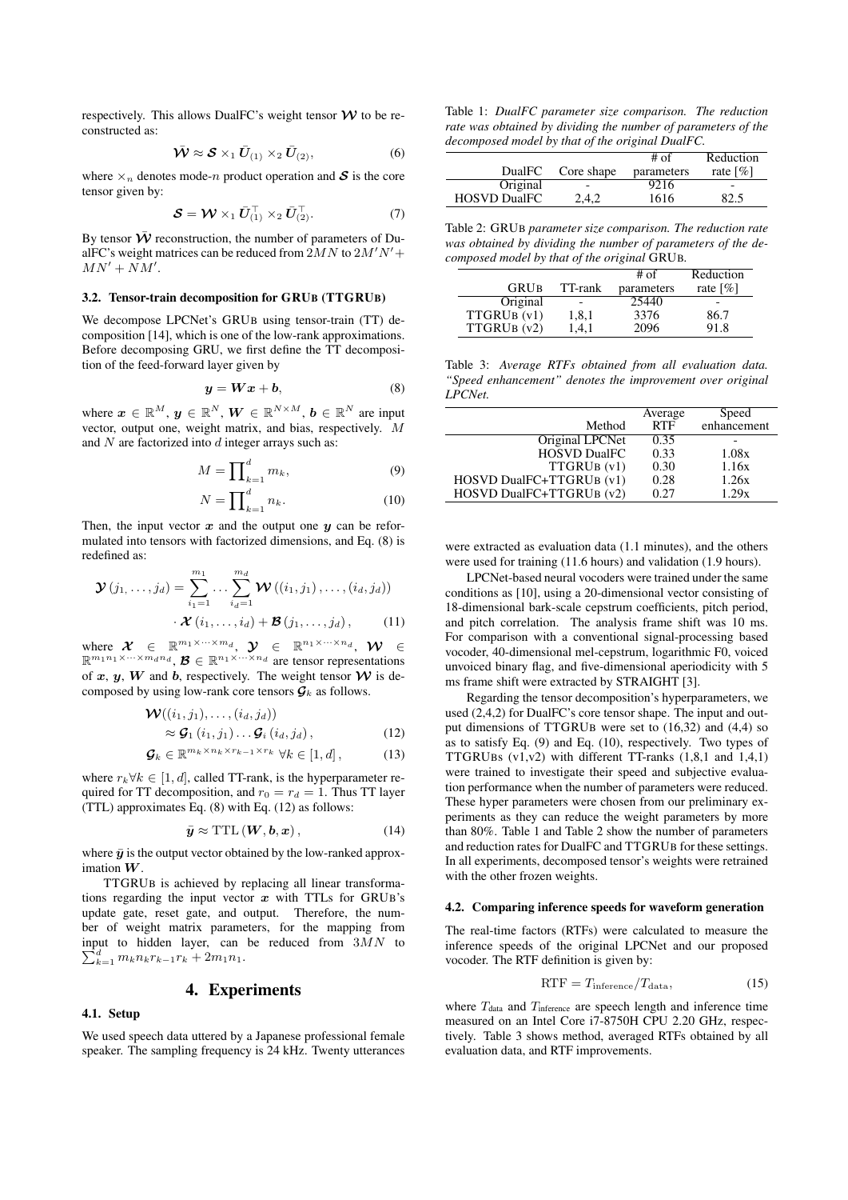respectively. This allows DualFC's weight tensor $\boldsymbol{\mathcal{W}}$ to be reconstructed as:

$$\bar{\boldsymbol{\mathcal{W}}} \approx \boldsymbol{\mathcal{S}} \times_1 \bar{\boldsymbol{U}}_{(1)} \times_2 \bar{\boldsymbol{U}}_{(2)}, \tag{6}$$

where $\times_n$ denotes mode-$n$ product operation and $\boldsymbol{\mathcal{S}}$ is the core tensor given by:

$$\boldsymbol{\mathcal{S}} = \boldsymbol{\mathcal{W}} \times_1 \bar{\boldsymbol{U}}_{(1)}^\top \times_2 \bar{\boldsymbol{U}}_{(2)}^\top. \tag{7}$$

By tensor $\bar{\boldsymbol{\mathcal{W}}}$ reconstruction, the number of parameters of DualFC's weight matrices can be reduced from $2MN$ to $2M'N' + MN' + NM'$.

### 3.2. Tensor-train decomposition for GRUB (TTGRUB)

We decompose LPCNet's GRUB using tensor-train (TT) decomposition [14], which is one of the low-rank approximations. Before decomposing GRU, we first define the TT decomposition of the feed-forward layer given by

$$\boldsymbol{y} = \boldsymbol{W}\boldsymbol{x} + \boldsymbol{b}, \tag{8}$$

where $\boldsymbol{x} \in \mathbb{R}^M$, $\boldsymbol{y} \in \mathbb{R}^N$, $\boldsymbol{W} \in \mathbb{R}^{N \times M}$, $\boldsymbol{b} \in \mathbb{R}^N$ are input vector, output one, weight matrix, and bias, respectively. $M$ and $N$ are factorized into $d$ integer arrays such as:

$$M = \prod_{k=1}^{d} m_k, \tag{9}$$

$$N = \prod_{k=1}^{d} n_k. \tag{10}$$

Then, the input vector $\boldsymbol{x}$ and the output one $\boldsymbol{y}$ can be reformulated into tensors with factorized dimensions, and Eq. (8) is redefined as:

$$\begin{aligned}\boldsymbol{\mathcal{Y}}(j_1, \ldots, j_d) = \sum_{i_1=1}^{m_1} \cdots \sum_{i_d=1}^{m_d} \boldsymbol{\mathcal{W}}((i_1, j_1), \ldots, (i_d, j_d)) \\ \cdot \boldsymbol{\mathcal{X}}(i_1, \ldots, i_d) + \boldsymbol{\mathcal{B}}(j_1, \ldots, j_d),\end{aligned} \tag{11}$$

where $\boldsymbol{\mathcal{X}} \in \mathbb{R}^{m_1 \times \cdots \times m_d}$, $\boldsymbol{\mathcal{Y}} \in \mathbb{R}^{n_1 \times \cdots \times n_d}$, $\boldsymbol{\mathcal{W}} \in \mathbb{R}^{m_1 n_1 \times \cdots \times m_d n_d}$, $\boldsymbol{\mathcal{B}} \in \mathbb{R}^{n_1 \times \cdots \times n_d}$ are tensor representations of $\boldsymbol{x}$, $\boldsymbol{y}$, $\boldsymbol{W}$ and $\boldsymbol{b}$, respectively. The weight tensor $\boldsymbol{\mathcal{W}}$ is decomposed by using low-rank core tensors $\boldsymbol{\mathcal{G}}_k$ as follows.

$$\begin{aligned}&\boldsymbol{\mathcal{W}}((i_1, j_1), \ldots, (i_d, j_d)) \\ &\quad \approx \boldsymbol{\mathcal{G}}_1(i_1, j_1) \ldots \boldsymbol{\mathcal{G}}_i(i_d, j_d),\end{aligned} \tag{12}$$

$$\boldsymbol{\mathcal{G}}_k \in \mathbb{R}^{m_k \times n_k \times r_{k-1} \times r_k} \; \forall k \in [1, d], \tag{13}$$

where $r_k \forall k \in [1, d]$, called TT-rank, is the hyperparameter required for TT decomposition, and $r_0 = r_d = 1$. Thus TT layer (TTL) approximates Eq. (8) with Eq. (12) as follows:

$$\bar{\boldsymbol{y}} \approx \mathrm{TTL}(\boldsymbol{W}, \boldsymbol{b}, \boldsymbol{x}), \tag{14}$$

where $\bar{\boldsymbol{y}}$ is the output vector obtained by the low-ranked approximation $\boldsymbol{W}$.

TTGRUB is achieved by replacing all linear transformations regarding the input vector $\boldsymbol{x}$ with TTLs for GRUB's update gate, reset gate, and output. Therefore, the number of weight matrix parameters, for the mapping from input to hidden layer, can be reduced from $3MN$ to $\sum_{k=1}^{d} m_k n_k r_{k-1} r_k + 2m_1 n_1$.

## 4. Experiments

### 4.1. Setup

We used speech data uttered by a Japanese professional female speaker. The sampling frequency is 24 kHz. Twenty utterances were extracted as evaluation data (1.1 minutes), and the others were used for training (11.6 hours) and validation (1.9 hours).

LPCNet-based neural vocoders were trained under the same conditions as [10], using a 20-dimensional vector consisting of 18-dimensional bark-scale cepstrum coefficients, pitch period, and pitch correlation. The analysis frame shift was 10 ms. For comparison with a conventional signal-processing based vocoder, 40-dimensional mel-cepstrum, logarithmic F0, voiced unvoiced binary flag, and five-dimensional aperiodicity with 5 ms frame shift were extracted by STRAIGHT [3].

Regarding the tensor decomposition's hyperparameters, we used (2,4,2) for DualFC's core tensor shape. The input and output dimensions of TTGRUB were set to (16,32) and (4,4) so as to satisfy Eq. (9) and Eq. (10), respectively. Two types of TTGRUBs (v1,v2) with different TT-ranks (1,8,1 and 1,4,1) were trained to investigate their speed and subjective evaluation performance when the number of parameters were reduced. These hyper parameters were chosen from our preliminary experiments as they can reduce the weight parameters by more than 80%. Table 1 and Table 2 show the number of parameters and reduction rates for DualFC and TTGRUB for these settings. In all experiments, decomposed tensor's weights were retrained with the other frozen weights.

Table 1: *DualFC parameter size comparison. The reduction rate was obtained by dividing the number of parameters of the decomposed model by that of the original DualFC.*

| DualFC | Core shape | # of parameters | Reduction rate [%] |
|---|---|---|---|
| Original | - | 9216 | - |
| HOSVD DualFC | 2,4,2 | 1616 | 82.5 |

Table 2: *GRUB parameter size comparison. The reduction rate was obtained by dividing the number of parameters of the decomposed model by that of the original GRUB.*

| GRUB | TT-rank | # of parameters | Reduction rate [%] |
|---|---|---|---|
| Original | - | 25440 | - |
| TTGRUB (v1) | 1,8,1 | 3376 | 86.7 |
| TTGRUB (v2) | 1,4,1 | 2096 | 91.8 |

Table 3: *Average RTFs obtained from all evaluation data. "Speed enhancement" denotes the improvement over original LPCNet.*

| Method | Average RTF | Speed enhancement |
|---|---|---|
| Original LPCNet | 0.35 | - |
| HOSVD DualFC | 0.33 | 1.08x |
| TTGRUB (v1) | 0.30 | 1.16x |
| HOSVD DualFC+TTGRUB (v1) | 0.28 | 1.26x |
| HOSVD DualFC+TTGRUB (v2) | 0.27 | 1.29x |

### 4.2. Comparing inference speeds for waveform generation

The real-time factors (RTFs) were calculated to measure the inference speeds of the original LPCNet and our proposed vocoder. The RTF definition is given by:

$$\mathrm{RTF} = T_{\mathrm{inference}} / T_{\mathrm{data}}, \tag{15}$$

where $T_{\mathrm{data}}$ and $T_{\mathrm{inference}}$ are speech length and inference time measured on an Intel Core i7-8750H CPU 2.20 GHz, respectively. Table 3 shows method, averaged RTFs obtained by all evaluation data, and RTF improvements.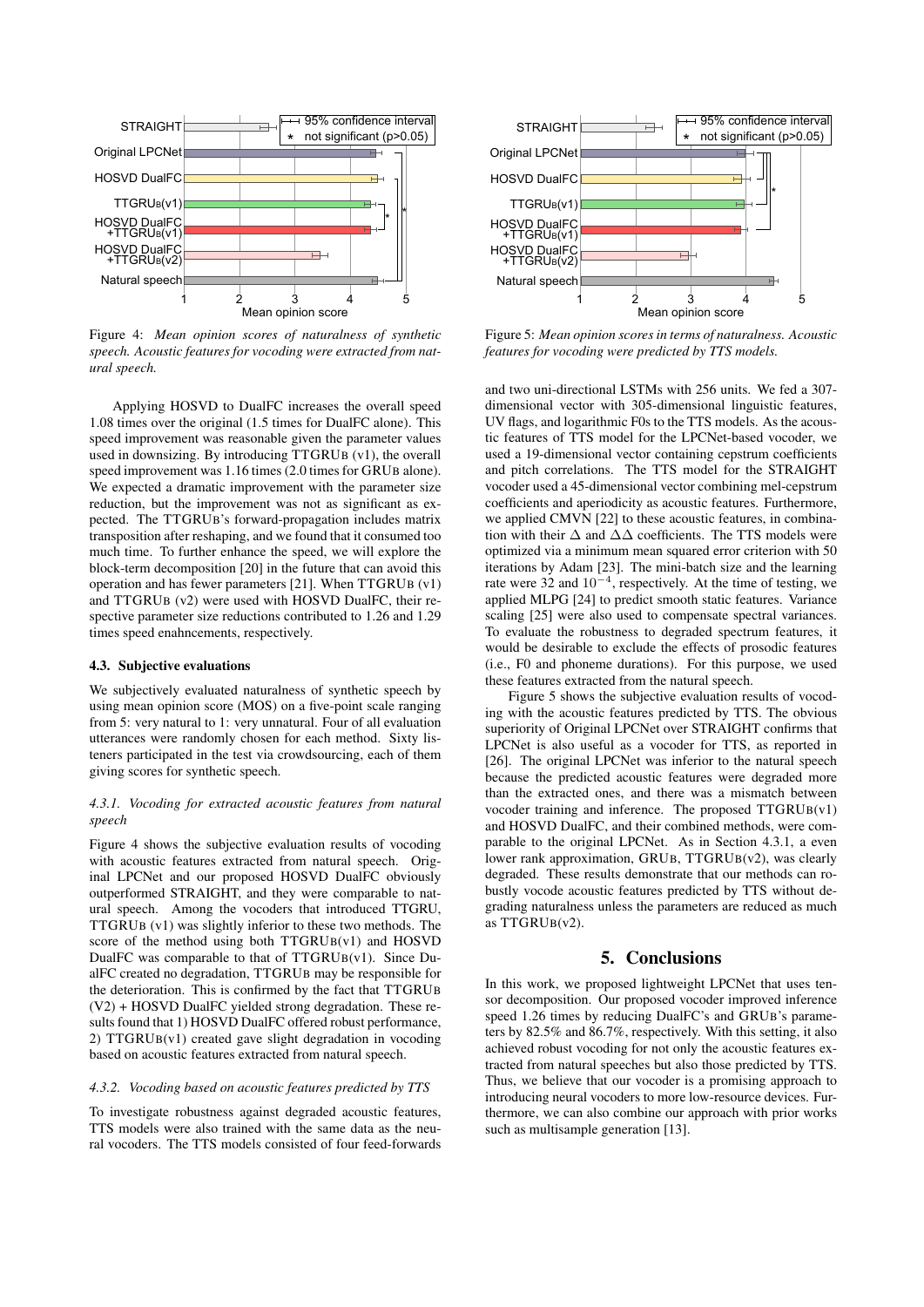Figure 4: *Mean opinion scores of naturalness of synthetic speech. Acoustic features for vocoding were extracted from natural speech.*

Figure 5: *Mean opinion scores in terms of naturalness. Acoustic features for vocoding were predicted by TTS models.*

Applying HOSVD to DualFC increases the overall speed 1.08 times over the original (1.5 times for DualFC alone). This speed improvement was reasonable given the parameter values used in downsizing. By introducing TTGRUB (v1), the overall speed improvement was 1.16 times (2.0 times for GRUB alone). We expected a dramatic improvement with the parameter size reduction, but the improvement was not as significant as expected. The TTGRUB's forward-propagation includes matrix transposition after reshaping, and we found that it consumed too much time. To further enhance the speed, we will explore the block-term decomposition [20] in the future that can avoid this operation and has fewer parameters [21]. When TTGRUB (v1) and TTGRUB (v2) were used with HOSVD DualFC, their respective parameter size reductions contributed to 1.26 and 1.29 times speed enahncements, respectively.

### 4.3. Subjective evaluations

We subjectively evaluated naturalness of synthetic speech by using mean opinion score (MOS) on a five-point scale ranging from 5: very natural to 1: very unnatural. Four of all evaluation utterances were randomly chosen for each method. Sixty listeners participated in the test via crowdsourcing, each of them giving scores for synthetic speech.

#### *4.3.1. Vocoding for extracted acoustic features from natural speech*

Figure 4 shows the subjective evaluation results of vocoding with acoustic features extracted from natural speech. Original LPCNet and our proposed HOSVD DualFC obviously outperformed STRAIGHT, and they were comparable to natural speech. Among the vocoders that introduced TTGRU, TTGRUB (v1) was slightly inferior to these two methods. The score of the method using both TTGRUB(v1) and HOSVD DualFC was comparable to that of TTGRUB(v1). Since DualFC created no degradation, TTGRUB may be responsible for the deterioration. This is confirmed by the fact that TTGRUB (V2) + HOSVD DualFC yielded strong degradation. These results found that 1) HOSVD DualFC offered robust performance, 2) TTGRUB(v1) created gave slight degradation in vocoding based on acoustic features extracted from natural speech.

#### *4.3.2. Vocoding based on acoustic features predicted by TTS*

To investigate robustness against degraded acoustic features, TTS models were also trained with the same data as the neural vocoders. The TTS models consisted of four feed-forwards and two uni-directional LSTMs with 256 units. We fed a 307-dimensional vector with 305-dimensional linguistic features, UV flags, and logarithmic F0s to the TTS models. As the acoustic features of TTS model for the LPCNet-based vocoder, we used a 19-dimensional vector containing cepstrum coefficients and pitch correlations. The TTS model for the STRAIGHT vocoder used a 45-dimensional vector combining mel-cepstrum coefficients and aperiodicity as acoustic features. Furthermore, we applied CMVN [22] to these acoustic features, in combination with their $\Delta$ and $\Delta\Delta$ coefficients. The TTS models were optimized via a minimum mean squared error criterion with 50 iterations by Adam [23]. The mini-batch size and the learning rate were 32 and $10^{-4}$, respectively. At the time of testing, we applied MLPG [24] to predict smooth static features. Variance scaling [25] were also used to compensate spectral variances. To evaluate the robustness to degraded spectrum features, it would be desirable to exclude the effects of prosodic features (i.e., F0 and phoneme durations). For this purpose, we used these features extracted from the natural speech.

Figure 5 shows the subjective evaluation results of vocoding with the acoustic features predicted by TTS. The obvious superiority of Original LPCNet over STRAIGHT confirms that LPCNet is also useful as a vocoder for TTS, as reported in [26]. The original LPCNet was inferior to the natural speech because the predicted acoustic features were degraded more than the extracted ones, and there was a mismatch between vocoder training and inference. The proposed TTGRUB(v1) and HOSVD DualFC, and their combined methods, were comparable to the original LPCNet. As in Section 4.3.1, a even lower rank approximation, GRUB, TTGRUB(v2), was clearly degraded. These results demonstrate that our methods can robustly vocode acoustic features predicted by TTS without degrading naturalness unless the parameters are reduced as much as TTGRUB(v2).

## 5. Conclusions

In this work, we proposed lightweight LPCNet that uses tensor decomposition. Our proposed vocoder improved inference speed 1.26 times by reducing DualFC's and GRUB's parameters by 82.5% and 86.7%, respectively. With this setting, it also achieved robust vocoding for not only the acoustic features extracted from natural speeches but also those predicted by TTS. Thus, we believe that our vocoder is a promising approach to introducing neural vocoders to more low-resource devices. Furthermore, we can also combine our approach with prior works such as multisample generation [13].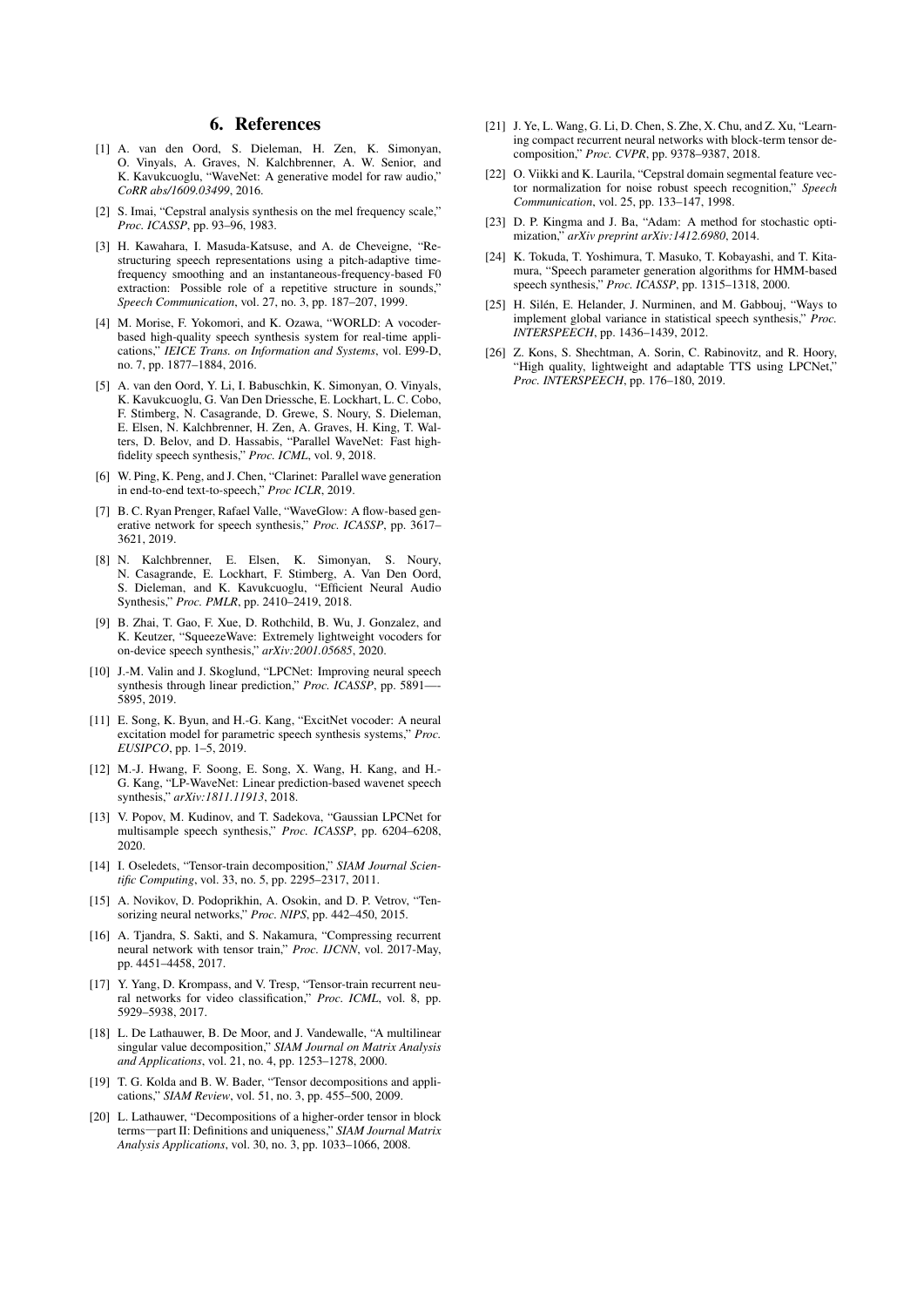# 6. References

[1] A. van den Oord, S. Dieleman, H. Zen, K. Simonyan, O. Vinyals, A. Graves, N. Kalchbrenner, A. W. Senior, and K. Kavukcuoglu, "WaveNet: A generative model for raw audio," *CoRR abs/1609.03499*, 2016.

[2] S. Imai, "Cepstral analysis synthesis on the mel frequency scale," *Proc. ICASSP*, pp. 93–96, 1983.

[3] H. Kawahara, I. Masuda-Katsuse, and A. de Cheveigne, "Restructuring speech representations using a pitch-adaptive time-frequency smoothing and an instantaneous-frequency-based F0 extraction: Possible role of a repetitive structure in sounds," *Speech Communication*, vol. 27, no. 3, pp. 187–207, 1999.

[4] M. Morise, F. Yokomori, and K. Ozawa, "WORLD: A vocoder-based high-quality speech synthesis system for real-time applications," *IEICE Trans. on Information and Systems*, vol. E99-D, no. 7, pp. 1877–1884, 2016.

[5] A. van den Oord, Y. Li, I. Babuschkin, K. Simonyan, O. Vinyals, K. Kavukcuoglu, G. Van Den Driessche, E. Lockhart, L. C. Cobo, F. Stimberg, N. Casagrande, D. Grewe, S. Noury, S. Dieleman, E. Elsen, N. Kalchbrenner, H. Zen, A. Graves, H. King, T. Walters, D. Belov, and D. Hassabis, "Parallel WaveNet: Fast high-fidelity speech synthesis," *Proc. ICML*, vol. 9, 2018.

[6] W. Ping, K. Peng, and J. Chen, "Clarinet: Parallel wave generation in end-to-end text-to-speech," *Proc ICLR*, 2019.

[7] B. C. Ryan Prenger, Rafael Valle, "WaveGlow: A flow-based generative network for speech synthesis," *Proc. ICASSP*, pp. 3617–3621, 2019.

[8] N. Kalchbrenner, E. Elsen, K. Simonyan, S. Noury, N. Casagrande, E. Lockhart, F. Stimberg, A. Van Den Oord, S. Dieleman, and K. Kavukcuoglu, "Efficient Neural Audio Synthesis," *Proc. PMLR*, pp. 2410–2419, 2018.

[9] B. Zhai, T. Gao, F. Xue, D. Rothchild, B. Wu, J. Gonzalez, and K. Keutzer, "SqueezeWave: Extremely lightweight vocoders for on-device speech synthesis," *arXiv:2001.05685*, 2020.

[10] J.-M. Valin and J. Skoglund, "LPCNet: Improving neural speech synthesis through linear prediction," *Proc. ICASSP*, pp. 5891—-5895, 2019.

[11] E. Song, K. Byun, and H.-G. Kang, "ExcitNet vocoder: A neural excitation model for parametric speech synthesis systems," *Proc. EUSIPCO*, pp. 1–5, 2019.

[12] M.-J. Hwang, F. Soong, E. Song, X. Wang, H. Kang, and H.-G. Kang, "LP-WaveNet: Linear prediction-based wavenet speech synthesis," *arXiv:1811.11913*, 2018.

[13] V. Popov, M. Kudinov, and T. Sadekova, "Gaussian LPCNet for multisample speech synthesis," *Proc. ICASSP*, pp. 6204–6208, 2020.

[14] I. Oseledets, "Tensor-train decomposition," *SIAM Journal Scientific Computing*, vol. 33, no. 5, pp. 2295–2317, 2011.

[15] A. Novikov, D. Podoprikhin, A. Osokin, and D. P. Vetrov, "Tensorizing neural networks," *Proc. NIPS*, pp. 442–450, 2015.

[16] A. Tjandra, S. Sakti, and S. Nakamura, "Compressing recurrent neural network with tensor train," *Proc. IJCNN*, vol. 2017-May, pp. 4451–4458, 2017.

[17] Y. Yang, D. Krompass, and V. Tresp, "Tensor-train recurrent neural networks for video classification," *Proc. ICML*, vol. 8, pp. 5929–5938, 2017.

[18] L. De Lathauwer, B. De Moor, and J. Vandewalle, "A multilinear singular value decomposition," *SIAM Journal on Matrix Analysis and Applications*, vol. 21, no. 4, pp. 1253–1278, 2000.

[19] T. G. Kolda and B. W. Bader, "Tensor decompositions and applications," *SIAM Review*, vol. 51, no. 3, pp. 455–500, 2009.

[20] L. Lathauwer, "Decompositions of a higher-order tensor in block terms—part II: Definitions and uniqueness," *SIAM Journal Matrix Analysis Applications*, vol. 30, no. 3, pp. 1033–1066, 2008.

[21] J. Ye, L. Wang, G. Li, D. Chen, S. Zhe, X. Chu, and Z. Xu, "Learning compact recurrent neural networks with block-term tensor decomposition," *Proc. CVPR*, pp. 9378–9387, 2018.

[22] O. Viikki and K. Laurila, "Cepstral domain segmental feature vector normalization for noise robust speech recognition," *Speech Communication*, vol. 25, pp. 133–147, 1998.

[23] D. P. Kingma and J. Ba, "Adam: A method for stochastic optimization," *arXiv preprint arXiv:1412.6980*, 2014.

[24] K. Tokuda, T. Yoshimura, T. Masuko, T. Kobayashi, and T. Kitamura, "Speech parameter generation algorithms for HMM-based speech synthesis," *Proc. ICASSP*, pp. 1315–1318, 2000.

[25] H. Silén, E. Helander, J. Nurminen, and M. Gabbouj, "Ways to implement global variance in statistical speech synthesis," *Proc. INTERSPEECH*, pp. 1436–1439, 2012.

[26] Z. Kons, S. Shechtman, A. Sorin, C. Rabinovitz, and R. Hoory, "High quality, lightweight and adaptable TTS using LPCNet," *Proc. INTERSPEECH*, pp. 176–180, 2019.